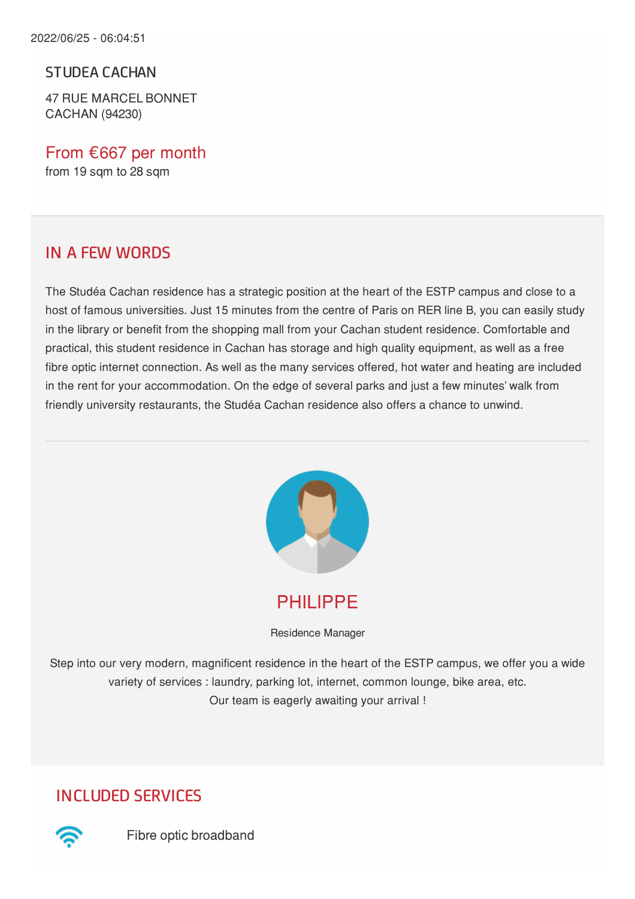2022/06/25 - 06:04:51

# STUDEA CACHAN

47 RUE MARCEL BONNET
CACHAN (94230)

From €667 per month
from 19 sqm to 28 sqm

## IN A FEW WORDS

The Studéa Cachan residence has a strategic position at the heart of the ESTP campus and close to a host of famous universities. Just 15 minutes from the centre of Paris on RER line B, you can easily study in the library or benefit from the shopping mall from your Cachan student residence. Comfortable and practical, this student residence in Cachan has storage and high quality equipment, as well as a free fibre optic internet connection. As well as the many services offered, hot water and heating are included in the rent for your accommodation. On the edge of several parks and just a few minutes' walk from friendly university restaurants, the Studéa Cachan residence also offers a chance to unwind.

### PHILIPPE

Residence Manager

Step into our very modern, magnificent residence in the heart of the ESTP campus, we offer you a wide variety of services : laundry, parking lot, internet, common lounge, bike area, etc.
Our team is eagerly awaiting your arrival !

## INCLUDED SERVICES

Fibre optic broadband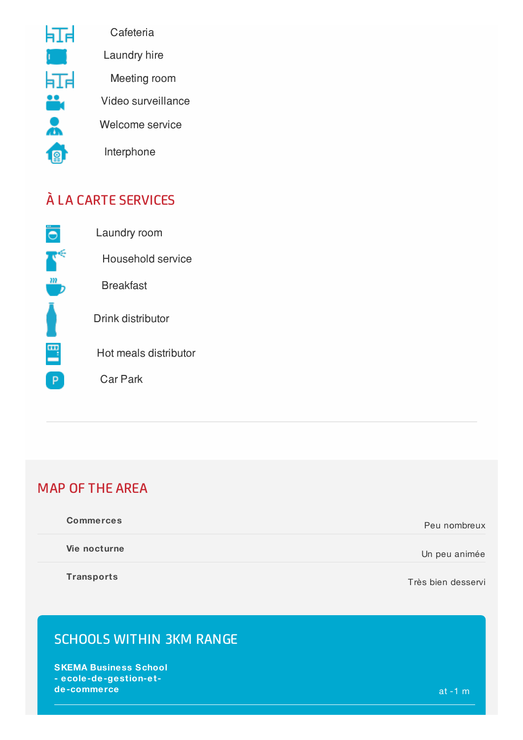- Cafeteria
- Laundry hire
- Meeting room
- Video surveillance
- Welcome service
- Interphone

## À LA CARTE SERVICES

- Laundry room
- Household service
- Breakfast
- Drink distributor
- Hot meals distributor
- Car Park

---

## MAP OF THE AREA

| | |
|---|---|
| **Commerces** | Peu nombreux |
| **Vie nocturne** | Un peu animée |
| **Transports** | Très bien desservi |

## SCHOOLS WITHIN 3KM RANGE

| | |
|---|---|
| **SKEMA Business School - ecole-de-gestion-et-de-commerce** | at -1 m |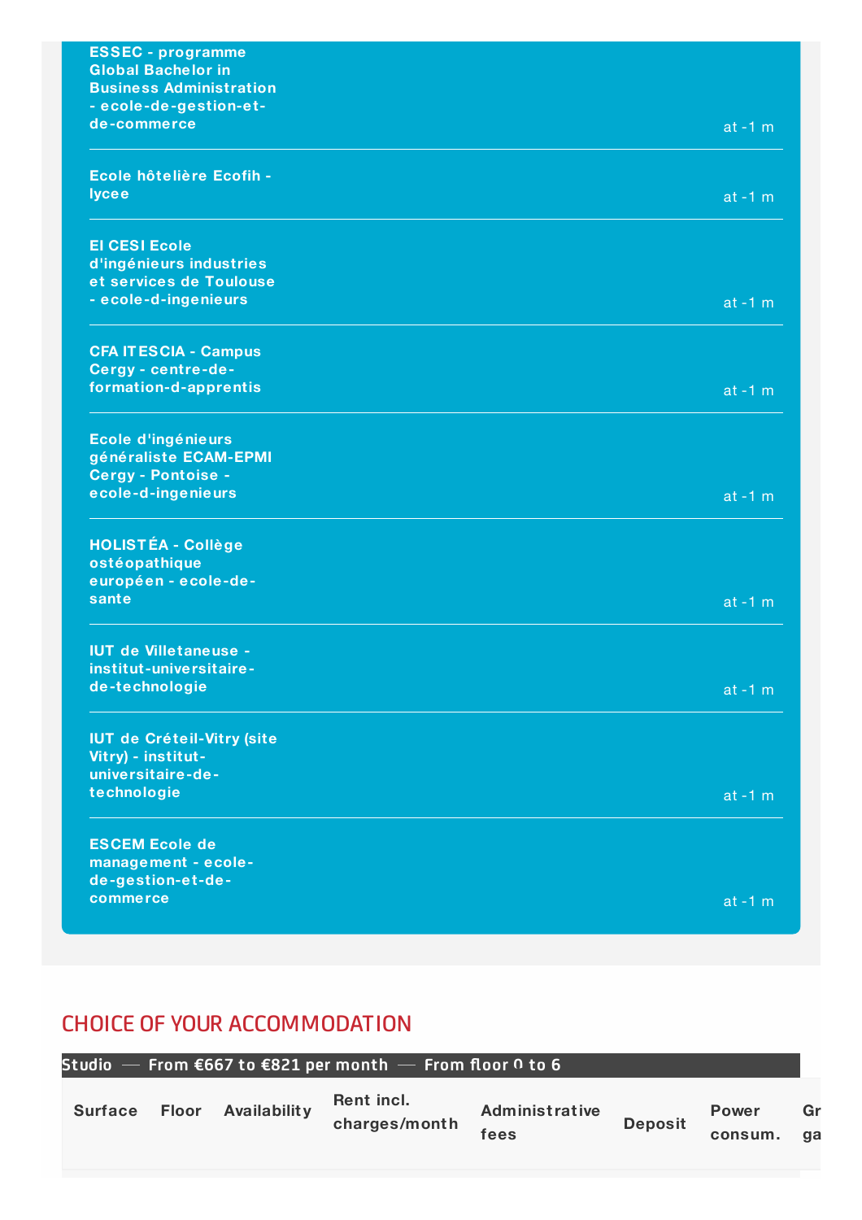| | |
|---|---|
| **ESSEC - programme Global Bachelor in Business Administration - ecole-de-gestion-et-de-commerce** | at -1 m |
| **Ecole hôtelière Ecofih - lycee** | at -1 m |
| **EI CESI Ecole d'ingénieurs industries et services de Toulouse - ecole-d-ingenieurs** | at -1 m |
| **CFA ITESCIA - Campus Cergy - centre-de-formation-d-apprentis** | at -1 m |
| **Ecole d'ingénieurs généraliste ECAM-EPMI Cergy - Pontoise - ecole-d-ingenieurs** | at -1 m |
| **HOLISTÉA - Collège ostéopathique européen - ecole-de-sante** | at -1 m |
| **IUT de Villetaneuse - institut-universitaire-de-technologie** | at -1 m |
| **IUT de Créteil-Vitry (site Vitry) - institut-universitaire-de-technologie** | at -1 m |
| **ESCEM Ecole de management - ecole-de-gestion-et-de-commerce** | at -1 m |

## CHOICE OF YOUR ACCOMMODATION

**Studio — From €667 to €821 per month — From floor 0 to 6**

| Surface | Floor | Availability | Rent incl. charges/month | Administrative fees | Deposit | Power consum. | Gr ga |
|---|---|---|---|---|---|---|---|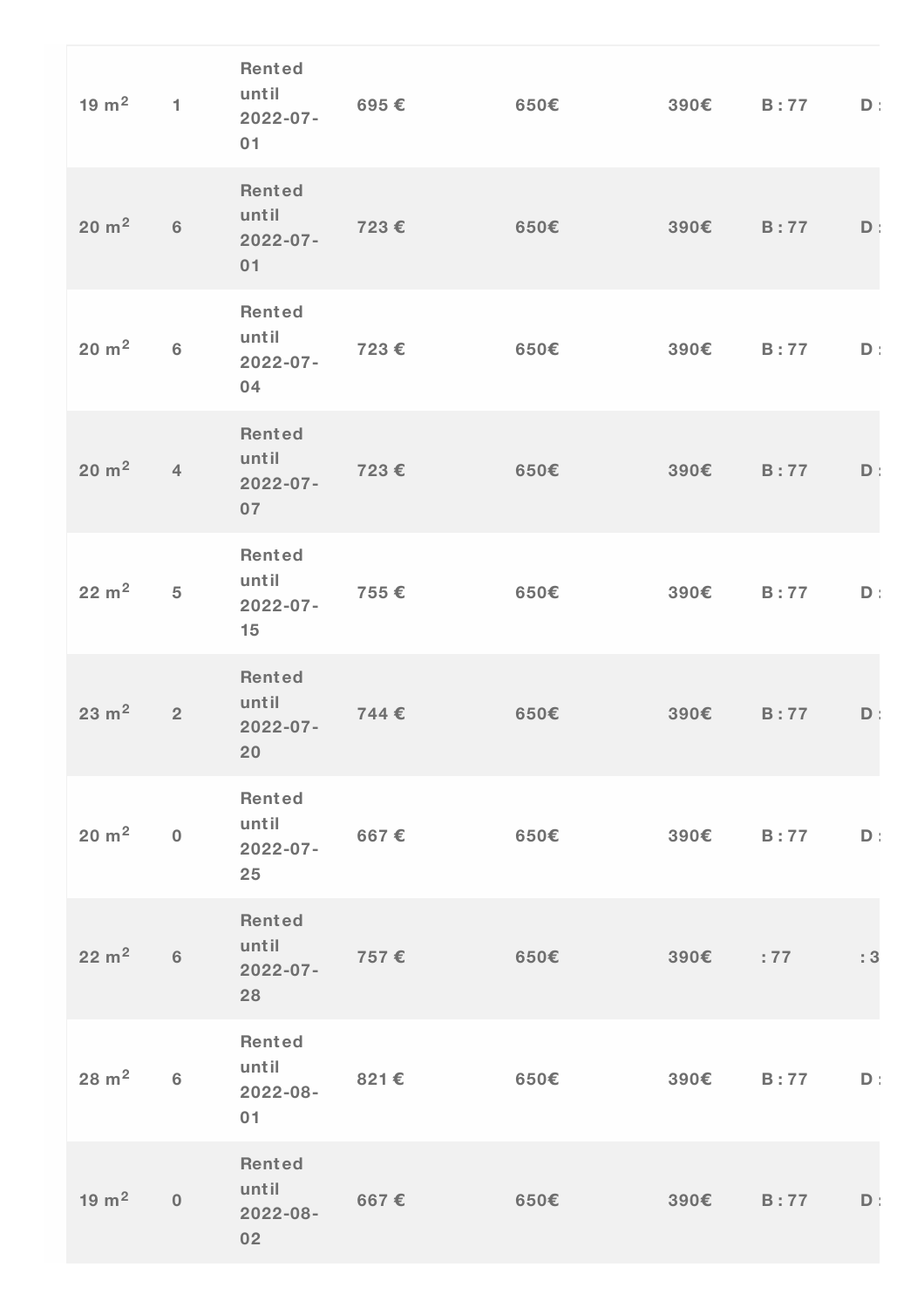| | | | | | | | |
|---|---|---|---|---|---|---|---|
| 19 $m^2$ | 1 | Rented until 2022-07-01 | 695 € | 650€ | 390€ | B : 77 | D : |
| 20 $m^2$ | 6 | Rented until 2022-07-01 | 723 € | 650€ | 390€ | B : 77 | D : |
| 20 $m^2$ | 6 | Rented until 2022-07-04 | 723 € | 650€ | 390€ | B : 77 | D : |
| 20 $m^2$ | 4 | Rented until 2022-07-07 | 723 € | 650€ | 390€ | B : 77 | D : |
| 22 $m^2$ | 5 | Rented until 2022-07-15 | 755 € | 650€ | 390€ | B : 77 | D : |
| 23 $m^2$ | 2 | Rented until 2022-07-20 | 744 € | 650€ | 390€ | B : 77 | D : |
| 20 $m^2$ | 0 | Rented until 2022-07-25 | 667 € | 650€ | 390€ | B : 77 | D : |
| 22 $m^2$ | 6 | Rented until 2022-07-28 | 757 € | 650€ | 390€ | : 77 | : 3 |
| 28 $m^2$ | 6 | Rented until 2022-08-01 | 821 € | 650€ | 390€ | B : 77 | D : |
| 19 $m^2$ | 0 | Rented until 2022-08-02 | 667 € | 650€ | 390€ | B : 77 | D : |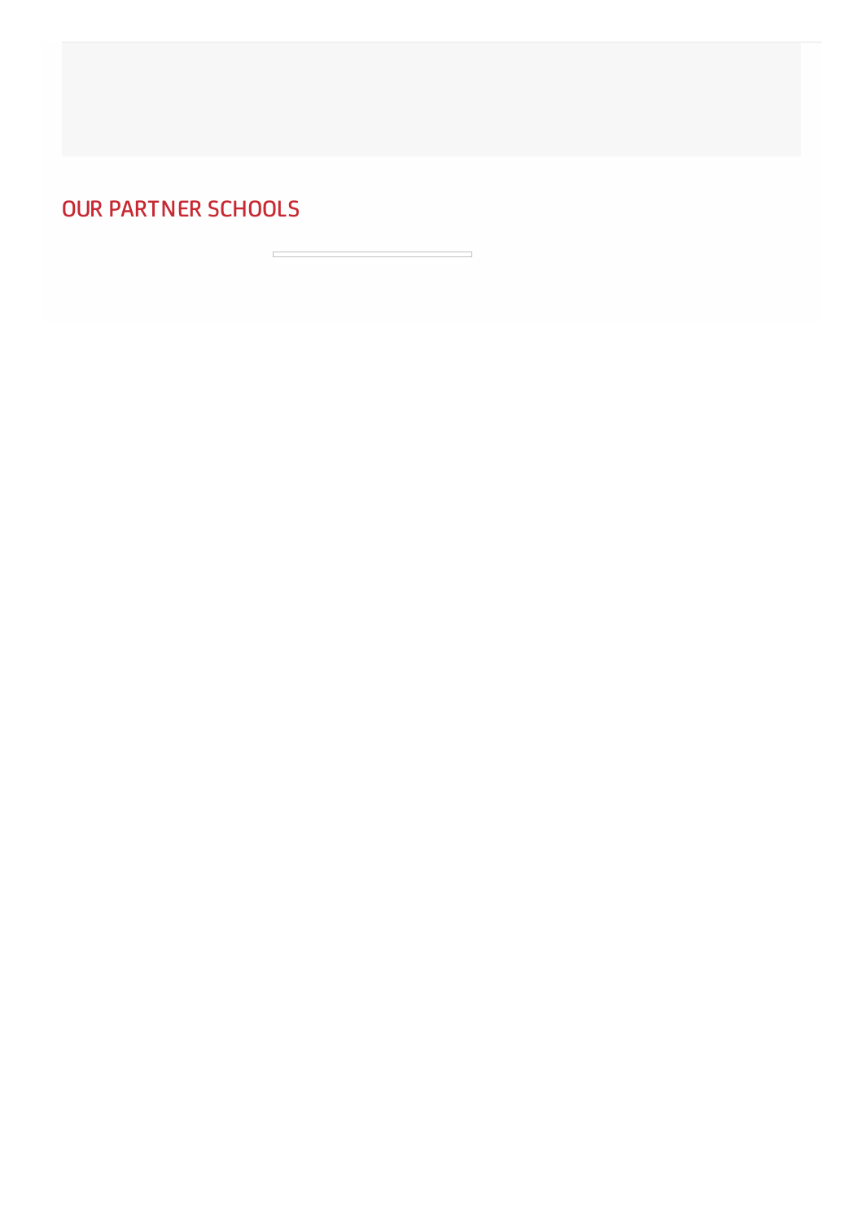## OUR PARTNER SCHOOLS